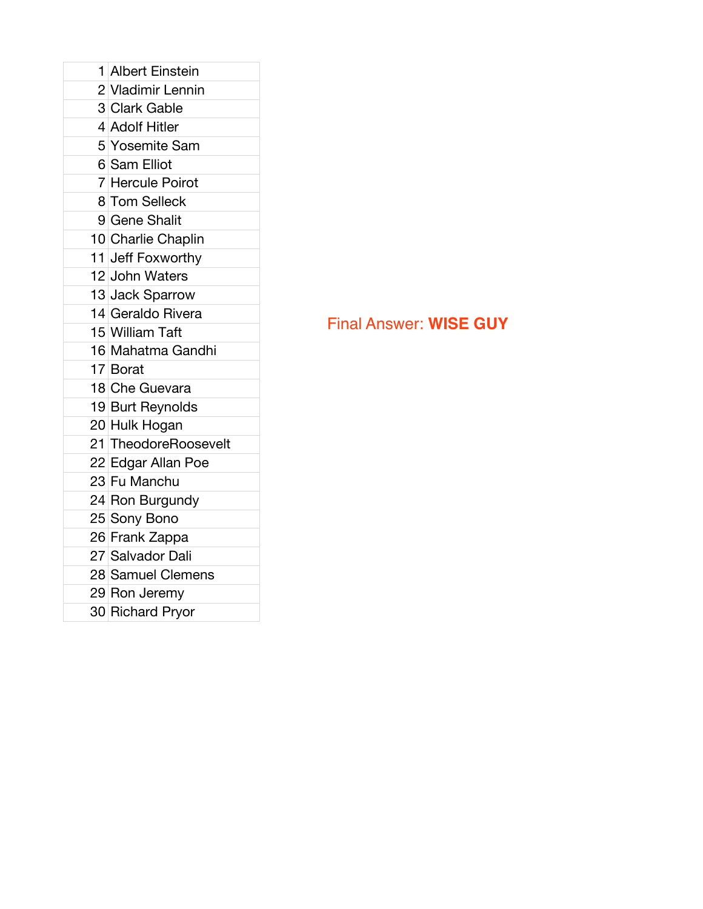| | |
|---|---|
| 1 | Albert Einstein |
| 2 | Vladimir Lennin |
| 3 | Clark Gable |
| 4 | Adolf Hitler |
| 5 | Yosemite Sam |
| 6 | Sam Elliot |
| 7 | Hercule Poirot |
| 8 | Tom Selleck |
| 9 | Gene Shalit |
| 10 | Charlie Chaplin |
| 11 | Jeff Foxworthy |
| 12 | John Waters |
| 13 | Jack Sparrow |
| 14 | Geraldo Rivera |
| 15 | William Taft |
| 16 | Mahatma Gandhi |
| 17 | Borat |
| 18 | Che Guevara |
| 19 | Burt Reynolds |
| 20 | Hulk Hogan |
| 21 | TheodoreRoosevelt |
| 22 | Edgar Allan Poe |
| 23 | Fu Manchu |
| 24 | Ron Burgundy |
| 25 | Sony Bono |
| 26 | Frank Zappa |
| 27 | Salvador Dali |
| 28 | Samuel Clemens |
| 29 | Ron Jeremy |
| 30 | Richard Pryor |

Final Answer: **WISE GUY**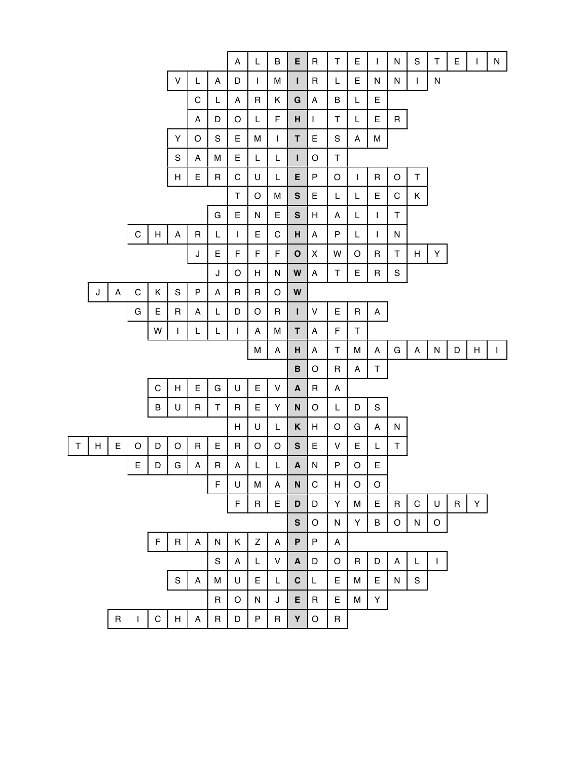ALB**E**RTEINSTEIN

VLADIM**I**RLENNIN

CLARK**G**ABLE

ADOLF**H**ITLER

YOSEMI**T**ESAM

SAMELL**I**OT

HERCUL**E**POIROT

TOM**S**ELLECK

GENE**S**HALIT

CHARLIEC**H**APLIN

JEFFF**O**XWORTHY

JOHN**W**ATERS

JACKSPARRO**W**

GERALDOR**I**VERA

WILLIAM**T**AFT

MA**H**ATMAGANDHI

**B**ORAT

CHEGUEV**A**RA

BURTREY**N**OLDS

HUL**K**HOGAN

THEODOREROO**S**EVELT

EDGARALL**A**NPOE

FUMA**N**CHOO

FRE**D**DYMERCURY

**S**ONYBONO

FRANKZA**P**PA

SALV**A**DORDALI

SAMUEL**C**LEMENS

RONJ**E**REMY

RICHARDPR**Y**OR